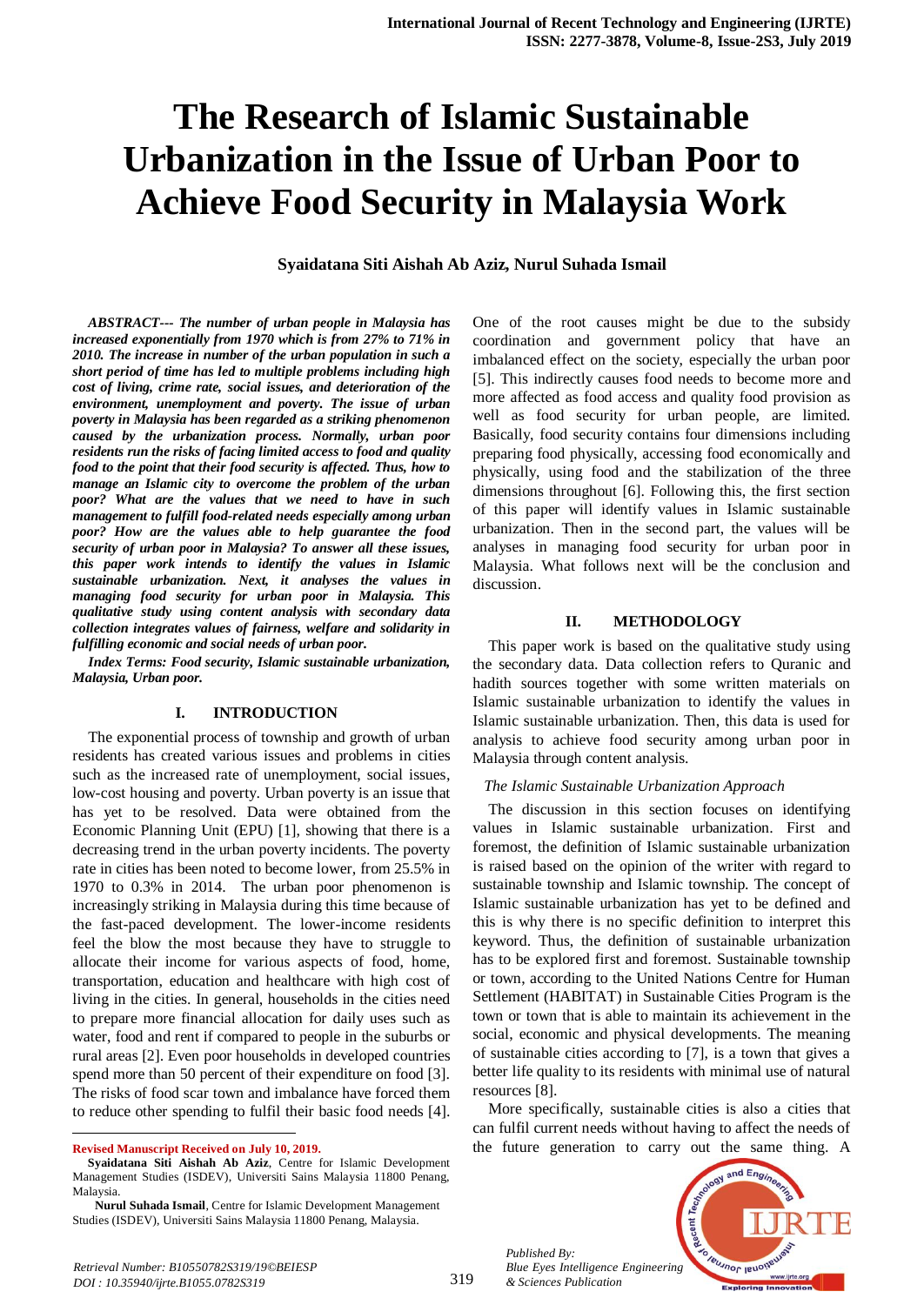# The Research of Islamic Sustainable Urbanization in the Issue of Urban Poor to Achieve Food Security in Malaysia Work

**Syaidatana Siti Aishah Ab Aziz, Nurul Suhada Ismail**

***ABSTRACT--- The number of urban people in Malaysia has increased exponentially from 1970 which is from 27% to 71% in 2010. The increase in number of the urban population in such a short period of time has led to multiple problems including high cost of living, crime rate, social issues, and deterioration of the environment, unemployment and poverty. The issue of urban poverty in Malaysia has been regarded as a striking phenomenon caused by the urbanization process. Normally, urban poor residents run the risks of facing limited access to food and quality food to the point that their food security is affected. Thus, how to manage an Islamic city to overcome the problem of the urban poor? What are the values that we need to have in such management to fulfill food-related needs especially among urban poor? How are the values able to help guarantee the food security of urban poor in Malaysia? To answer all these issues, this paper work intends to identify the values in Islamic sustainable urbanization. Next, it analyses the values in managing food security for urban poor in Malaysia. This qualitative study using content analysis with secondary data collection integrates values of fairness, welfare and solidarity in fulfilling economic and social needs of urban poor.***

***Index Terms: Food security, Islamic sustainable urbanization, Malaysia, Urban poor.***

## I. INTRODUCTION

The exponential process of township and growth of urban residents has created various issues and problems in cities such as the increased rate of unemployment, social issues, low-cost housing and poverty. Urban poverty is an issue that has yet to be resolved. Data were obtained from the Economic Planning Unit (EPU) [1], showing that there is a decreasing trend in the urban poverty incidents. The poverty rate in cities has been noted to become lower, from 25.5% in 1970 to 0.3% in 2014. The urban poor phenomenon is increasingly striking in Malaysia during this time because of the fast-paced development. The lower-income residents feel the blow the most because they have to struggle to allocate their income for various aspects of food, home, transportation, education and healthcare with high cost of living in the cities. In general, households in the cities need to prepare more financial allocation for daily uses such as water, food and rent if compared to people in the suburbs or rural areas [2]. Even poor households in developed countries spend more than 50 percent of their expenditure on food [3]. The risks of food scar town and imbalance have forced them to reduce other spending to fulfil their basic food needs [4]. One of the root causes might be due to the subsidy coordination and government policy that have an imbalanced effect on the society, especially the urban poor [5]. This indirectly causes food needs to become more and more affected as food access and quality food provision as well as food security for urban people, are limited. Basically, food security contains four dimensions including preparing food physically, accessing food economically and physically, using food and the stabilization of the three dimensions throughout [6]. Following this, the first section of this paper will identify values in Islamic sustainable urbanization. Then in the second part, the values will be analyses in managing food security for urban poor in Malaysia. What follows next will be the conclusion and discussion.

## II. METHODOLOGY

This paper work is based on the qualitative study using the secondary data. Data collection refers to Quranic and hadith sources together with some written materials on Islamic sustainable urbanization to identify the values in Islamic sustainable urbanization. Then, this data is used for analysis to achieve food security among urban poor in Malaysia through content analysis.

### *The Islamic Sustainable Urbanization Approach*

The discussion in this section focuses on identifying values in Islamic sustainable urbanization. First and foremost, the definition of Islamic sustainable urbanization is raised based on the opinion of the writer with regard to sustainable township and Islamic township. The concept of Islamic sustainable urbanization has yet to be defined and this is why there is no specific definition to interpret this keyword. Thus, the definition of sustainable urbanization has to be explored first and foremost. Sustainable township or town, according to the United Nations Centre for Human Settlement (HABITAT) in Sustainable Cities Program is the town or town that is able to maintain its achievement in the social, economic and physical developments. The meaning of sustainable cities according to [7], is a town that gives a better life quality to its residents with minimal use of natural resources [8].

More specifically, sustainable cities is also a cities that can fulfil current needs without having to affect the needs of the future generation to carry out the same thing. A

---

**Revised Manuscript Received on July 10, 2019.**

**Syaidatana Siti Aishah Ab Aziz**, Centre for Islamic Development Management Studies (ISDEV), Universiti Sains Malaysia 11800 Penang, Malaysia.

**Nurul Suhada Ismail**, Centre for Islamic Development Management Studies (ISDEV), Universiti Sains Malaysia 11800 Penang, Malaysia.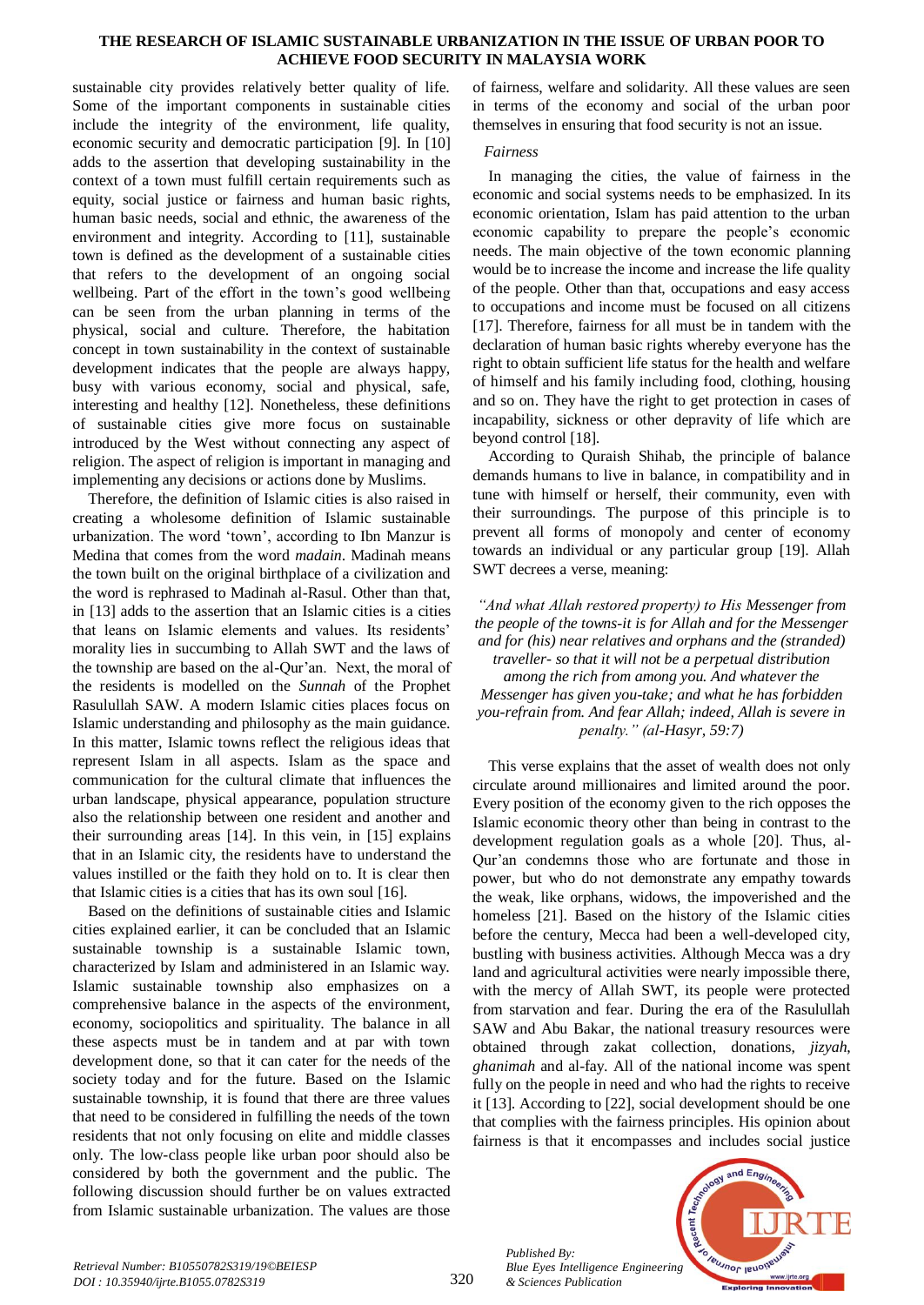sustainable city provides relatively better quality of life. Some of the important components in sustainable cities include the integrity of the environment, life quality, economic security and democratic participation [9]. In [10] adds to the assertion that developing sustainability in the context of a town must fulfill certain requirements such as equity, social justice or fairness and human basic rights, human basic needs, social and ethnic, the awareness of the environment and integrity. According to [11], sustainable town is defined as the development of a sustainable cities that refers to the development of an ongoing social wellbeing. Part of the effort in the town's good wellbeing can be seen from the urban planning in terms of the physical, social and culture. Therefore, the habitation concept in town sustainability in the context of sustainable development indicates that the people are always happy, busy with various economy, social and physical, safe, interesting and healthy [12]. Nonetheless, these definitions of sustainable cities give more focus on sustainable introduced by the West without connecting any aspect of religion. The aspect of religion is important in managing and implementing any decisions or actions done by Muslims.

Therefore, the definition of Islamic cities is also raised in creating a wholesome definition of Islamic sustainable urbanization. The word 'town', according to Ibn Manzur is Medina that comes from the word *madain*. Madinah means the town built on the original birthplace of a civilization and the word is rephrased to Madinah al-Rasul. Other than that, in [13] adds to the assertion that an Islamic cities is a cities that leans on Islamic elements and values. Its residents' morality lies in succumbing to Allah SWT and the laws of the township are based on the al-Qur'an. Next, the moral of the residents is modelled on the *Sunnah* of the Prophet Rasulullah SAW. A modern Islamic cities places focus on Islamic understanding and philosophy as the main guidance. In this matter, Islamic towns reflect the religious ideas that represent Islam in all aspects. Islam as the space and communication for the cultural climate that influences the urban landscape, physical appearance, population structure also the relationship between one resident and another and their surrounding areas [14]. In this vein, in [15] explains that in an Islamic city, the residents have to understand the values instilled or the faith they hold on to. It is clear then that Islamic cities is a cities that has its own soul [16].

Based on the definitions of sustainable cities and Islamic cities explained earlier, it can be concluded that an Islamic sustainable township is a sustainable Islamic town, characterized by Islam and administered in an Islamic way. Islamic sustainable township also emphasizes on a comprehensive balance in the aspects of the environment, economy, sociopolitics and spirituality. The balance in all these aspects must be in tandem and at par with town development done, so that it can cater for the needs of the society today and for the future. Based on the Islamic sustainable township, it is found that there are three values that need to be considered in fulfilling the needs of the town residents that not only focusing on elite and middle classes only. The low-class people like urban poor should also be considered by both the government and the public. The following discussion should further be on values extracted from Islamic sustainable urbanization. The values are those of fairness, welfare and solidarity. All these values are seen in terms of the economy and social of the urban poor themselves in ensuring that food security is not an issue.

*Fairness*

In managing the cities, the value of fairness in the economic and social systems needs to be emphasized. In its economic orientation, Islam has paid attention to the urban economic capability to prepare the people's economic needs. The main objective of the town economic planning would be to increase the income and increase the life quality of the people. Other than that, occupations and easy access to occupations and income must be focused on all citizens [17]. Therefore, fairness for all must be in tandem with the declaration of human basic rights whereby everyone has the right to obtain sufficient life status for the health and welfare of himself and his family including food, clothing, housing and so on. They have the right to get protection in cases of incapability, sickness or other depravity of life which are beyond control [18].

According to Quraish Shihab, the principle of balance demands humans to live in balance, in compatibility and in tune with himself or herself, their community, even with their surroundings. The purpose of this principle is to prevent all forms of monopoly and center of economy towards an individual or any particular group [19]. Allah SWT decrees a verse, meaning:

*"And what Allah restored property) to His Messenger from the people of the towns-it is for Allah and for the Messenger and for (his) near relatives and orphans and the (stranded) traveller- so that it will not be a perpetual distribution among the rich from among you. And whatever the Messenger has given you-take; and what he has forbidden you-refrain from. And fear Allah; indeed, Allah is severe in penalty." (al-Hasyr, 59:7)*

This verse explains that the asset of wealth does not only circulate around millionaires and limited around the poor. Every position of the economy given to the rich opposes the Islamic economic theory other than being in contrast to the development regulation goals as a whole [20]. Thus, al-Qur'an condemns those who are fortunate and those in power, but who do not demonstrate any empathy towards the weak, like orphans, widows, the impoverished and the homeless [21]. Based on the history of the Islamic cities before the century, Mecca had been a well-developed city, bustling with business activities. Although Mecca was a dry land and agricultural activities were nearly impossible there, with the mercy of Allah SWT, its people were protected from starvation and fear. During the era of the Rasulullah SAW and Abu Bakar, the national treasury resources were obtained through zakat collection, donations, *jizyah*, *ghanimah* and al-fay. All of the national income was spent fully on the people in need and who had the rights to receive it [13]. According to [22], social development should be one that complies with the fairness principles. His opinion about fairness is that it encompasses and includes social justice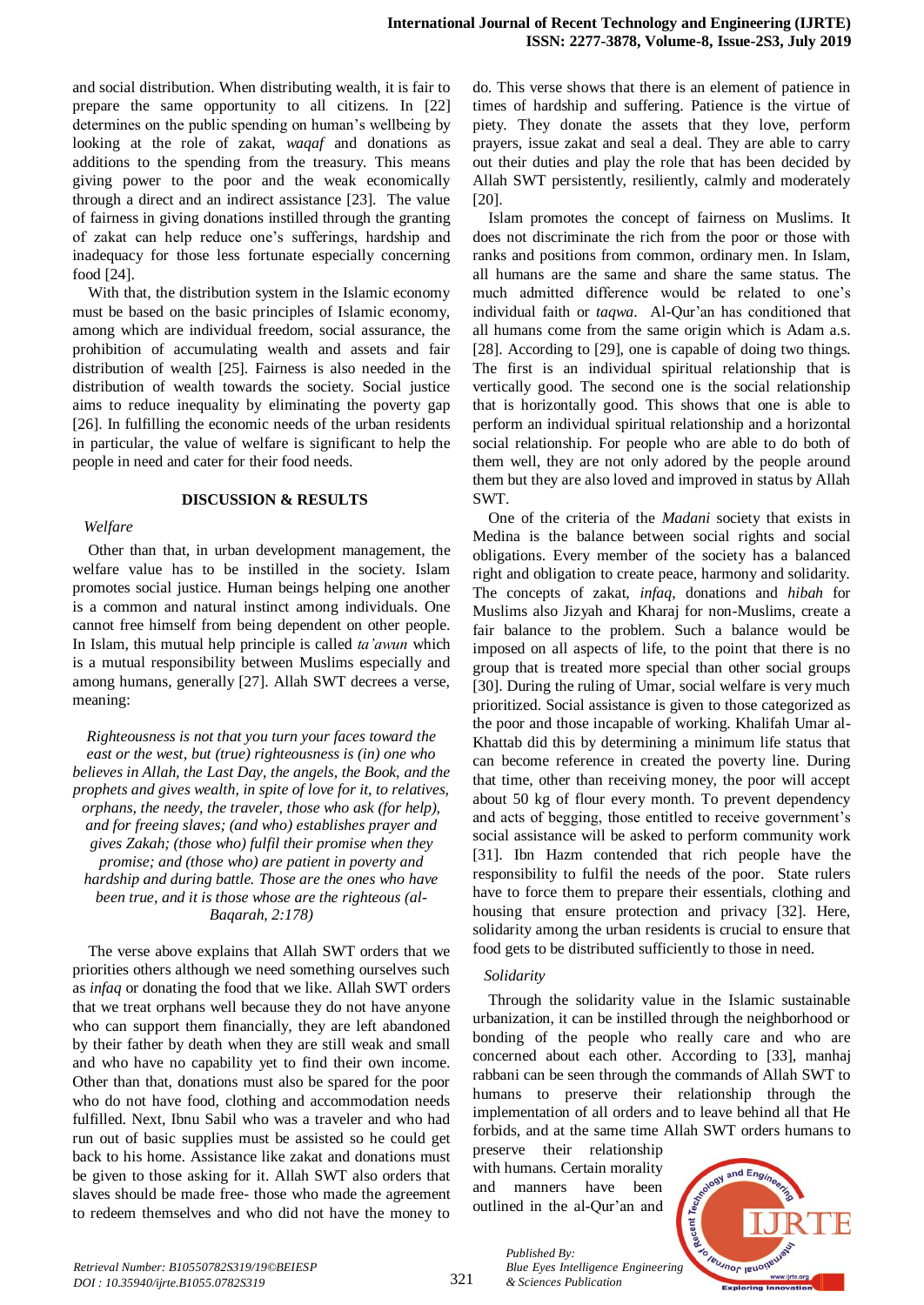and social distribution. When distributing wealth, it is fair to prepare the same opportunity to all citizens. In [22] determines on the public spending on human's wellbeing by looking at the role of zakat, *waqaf* and donations as additions to the spending from the treasury. This means giving power to the poor and the weak economically through a direct and an indirect assistance [23]. The value of fairness in giving donations instilled through the granting of zakat can help reduce one's sufferings, hardship and inadequacy for those less fortunate especially concerning food [24].

With that, the distribution system in the Islamic economy must be based on the basic principles of Islamic economy, among which are individual freedom, social assurance, the prohibition of accumulating wealth and assets and fair distribution of wealth [25]. Fairness is also needed in the distribution of wealth towards the society. Social justice aims to reduce inequality by eliminating the poverty gap [26]. In fulfilling the economic needs of the urban residents in particular, the value of welfare is significant to help the people in need and cater for their food needs.

## DISCUSSION & RESULTS

### *Welfare*

Other than that, in urban development management, the welfare value has to be instilled in the society. Islam promotes social justice. Human beings helping one another is a common and natural instinct among individuals. One cannot free himself from being dependent on other people. In Islam, this mutual help principle is called *ta'awun* which is a mutual responsibility between Muslims especially and among humans, generally [27]. Allah SWT decrees a verse, meaning:

> *Righteousness is not that you turn your faces toward the east or the west, but (true) righteousness is (in) one who believes in Allah, the Last Day, the angels, the Book, and the prophets and gives wealth, in spite of love for it, to relatives, orphans, the needy, the traveler, those who ask (for help), and for freeing slaves; (and who) establishes prayer and gives Zakah; (those who) fulfil their promise when they promise; and (those who) are patient in poverty and hardship and during battle. Those are the ones who have been true, and it is those whose are the righteous (al-Baqarah, 2:178)*

The verse above explains that Allah SWT orders that we priorities others although we need something ourselves such as *infaq* or donating the food that we like. Allah SWT orders that we treat orphans well because they do not have anyone who can support them financially, they are left abandoned by their father by death when they are still weak and small and who have no capability yet to find their own income. Other than that, donations must also be spared for the poor who do not have food, clothing and accommodation needs fulfilled. Next, Ibnu Sabil who was a traveler and who had run out of basic supplies must be assisted so he could get back to his home. Assistance like zakat and donations must be given to those asking for it. Allah SWT also orders that slaves should be made free- those who made the agreement to redeem themselves and who did not have the money to do. This verse shows that there is an element of patience in times of hardship and suffering. Patience is the virtue of piety. They donate the assets that they love, perform prayers, issue zakat and seal a deal. They are able to carry out their duties and play the role that has been decided by Allah SWT persistently, resiliently, calmly and moderately [20].

Islam promotes the concept of fairness on Muslims. It does not discriminate the rich from the poor or those with ranks and positions from common, ordinary men. In Islam, all humans are the same and share the same status. The much admitted difference would be related to one's individual faith or *taqwa*. Al-Qur'an has conditioned that all humans come from the same origin which is Adam a.s. [28]. According to [29], one is capable of doing two things. The first is an individual spiritual relationship that is vertically good. The second one is the social relationship that is horizontally good. This shows that one is able to perform an individual spiritual relationship and a horizontal social relationship. For people who are able to do both of them well, they are not only adored by the people around them but they are also loved and improved in status by Allah SWT.

One of the criteria of the *Madani* society that exists in Medina is the balance between social rights and social obligations. Every member of the society has a balanced right and obligation to create peace, harmony and solidarity. The concepts of zakat, *infaq*, donations and *hibah* for Muslims also Jizyah and Kharaj for non-Muslims, create a fair balance to the problem. Such a balance would be imposed on all aspects of life, to the point that there is no group that is treated more special than other social groups [30]. During the ruling of Umar, social welfare is very much prioritized. Social assistance is given to those categorized as the poor and those incapable of working. Khalifah Umar al-Khattab did this by determining a minimum life status that can become reference in created the poverty line. During that time, other than receiving money, the poor will accept about 50 kg of flour every month. To prevent dependency and acts of begging, those entitled to receive government's social assistance will be asked to perform community work [31]. Ibn Hazm contended that rich people have the responsibility to fulfil the needs of the poor. State rulers have to force them to prepare their essentials, clothing and housing that ensure protection and privacy [32]. Here, solidarity among the urban residents is crucial to ensure that food gets to be distributed sufficiently to those in need.

### *Solidarity*

Through the solidarity value in the Islamic sustainable urbanization, it can be instilled through the neighborhood or bonding of the people who really care and who are concerned about each other. According to [33], manhaj rabbani can be seen through the commands of Allah SWT to humans to preserve their relationship through the implementation of all orders and to leave behind all that He forbids, and at the same time Allah SWT orders humans to preserve their relationship with humans. Certain morality and manners have been outlined in the al-Qur'an and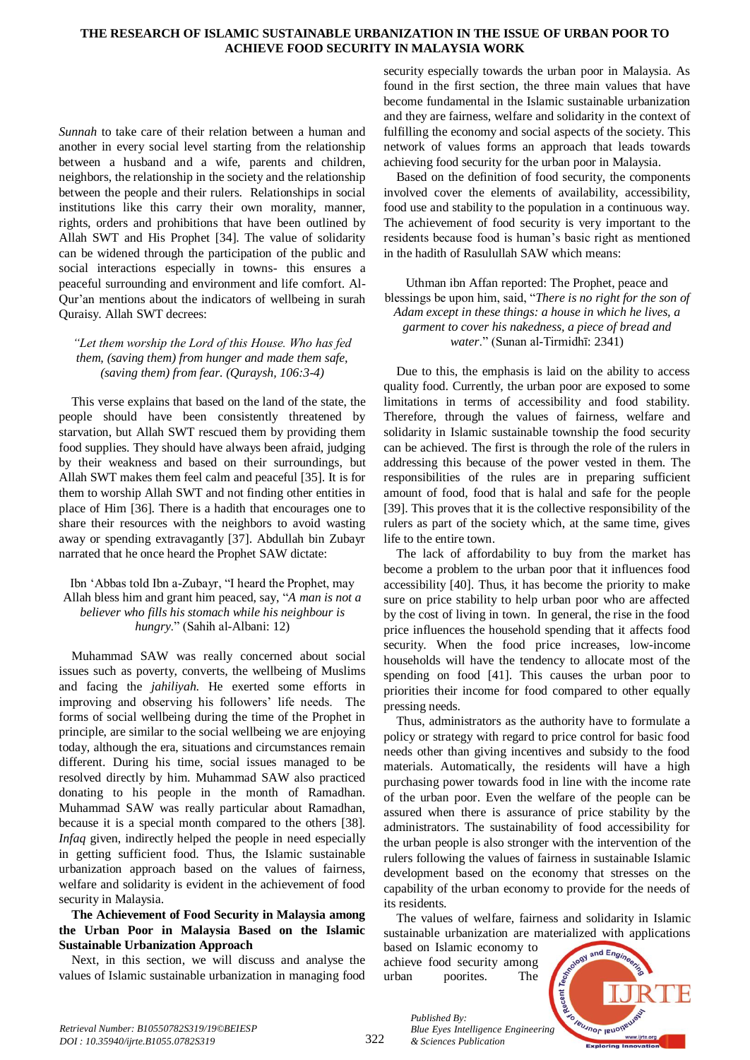*Sunnah* to take care of their relation between a human and another in every social level starting from the relationship between a husband and a wife, parents and children, neighbors, the relationship in the society and the relationship between the people and their rulers. Relationships in social institutions like this carry their own morality, manner, rights, orders and prohibitions that have been outlined by Allah SWT and His Prophet [34]. The value of solidarity can be widened through the participation of the public and social interactions especially in towns- this ensures a peaceful surrounding and environment and life comfort. Al-Qur'an mentions about the indicators of wellbeing in surah Quraisy. Allah SWT decrees:

*"Let them worship the Lord of this House. Who has fed them, (saving them) from hunger and made them safe, (saving them) from fear. (Quraysh, 106:3-4)*

This verse explains that based on the land of the state, the people should have been consistently threatened by starvation, but Allah SWT rescued them by providing them food supplies. They should have always been afraid, judging by their weakness and based on their surroundings, but Allah SWT makes them feel calm and peaceful [35]. It is for them to worship Allah SWT and not finding other entities in place of Him [36]. There is a hadith that encourages one to share their resources with the neighbors to avoid wasting away or spending extravagantly [37]. Abdullah bin Zubayr narrated that he once heard the Prophet SAW dictate:

Ibn 'Abbas told Ibn a-Zubayr, "I heard the Prophet, may Allah bless him and grant him peaced, say, "*A man is not a believer who fills his stomach while his neighbour is hungry.*" (Sahih al-Albani: 12)

Muhammad SAW was really concerned about social issues such as poverty, converts, the wellbeing of Muslims and facing the *jahiliyah.* He exerted some efforts in improving and observing his followers' life needs. The forms of social wellbeing during the time of the Prophet in principle, are similar to the social wellbeing we are enjoying today, although the era, situations and circumstances remain different. During his time, social issues managed to be resolved directly by him. Muhammad SAW also practiced donating to his people in the month of Ramadhan. Muhammad SAW was really particular about Ramadhan, because it is a special month compared to the others [38]. *Infaq* given, indirectly helped the people in need especially in getting sufficient food. Thus, the Islamic sustainable urbanization approach based on the values of fairness, welfare and solidarity is evident in the achievement of food security in Malaysia.

**The Achievement of Food Security in Malaysia among the Urban Poor in Malaysia Based on the Islamic Sustainable Urbanization Approach**

Next, in this section, we will discuss and analyse the values of Islamic sustainable urbanization in managing food security especially towards the urban poor in Malaysia. As found in the first section, the three main values that have become fundamental in the Islamic sustainable urbanization and they are fairness, welfare and solidarity in the context of fulfilling the economy and social aspects of the society. This network of values forms an approach that leads towards achieving food security for the urban poor in Malaysia.

Based on the definition of food security, the components involved cover the elements of availability, accessibility, food use and stability to the population in a continuous way. The achievement of food security is very important to the residents because food is human's basic right as mentioned in the hadith of Rasulullah SAW which means:

Uthman ibn Affan reported: The Prophet, peace and blessings be upon him, said, "*There is no right for the son of Adam except in these things: a house in which he lives, a garment to cover his nakedness, a piece of bread and water*." (Sunan al-Tirmidhī: 2341)

Due to this, the emphasis is laid on the ability to access quality food. Currently, the urban poor are exposed to some limitations in terms of accessibility and food stability. Therefore, through the values of fairness, welfare and solidarity in Islamic sustainable township the food security can be achieved. The first is through the role of the rulers in addressing this because of the power vested in them. The responsibilities of the rules are in preparing sufficient amount of food, food that is halal and safe for the people [39]. This proves that it is the collective responsibility of the rulers as part of the society which, at the same time, gives life to the entire town.

The lack of affordability to buy from the market has become a problem to the urban poor that it influences food accessibility [40]. Thus, it has become the priority to make sure on price stability to help urban poor who are affected by the cost of living in town. In general, the rise in the food price influences the household spending that it affects food security. When the food price increases, low-income households will have the tendency to allocate most of the spending on food [41]. This causes the urban poor to priorities their income for food compared to other equally pressing needs.

Thus, administrators as the authority have to formulate a policy or strategy with regard to price control for basic food needs other than giving incentives and subsidy to the food materials. Automatically, the residents will have a high purchasing power towards food in line with the income rate of the urban poor. Even the welfare of the people can be assured when there is assurance of price stability by the administrators. The sustainability of food accessibility for the urban people is also stronger with the intervention of the rulers following the values of fairness in sustainable Islamic development based on the economy that stresses on the capability of the urban economy to provide for the needs of its residents.

The values of welfare, fairness and solidarity in Islamic sustainable urbanization are materialized with applications based on Islamic economy to achieve food security among urban poorites. The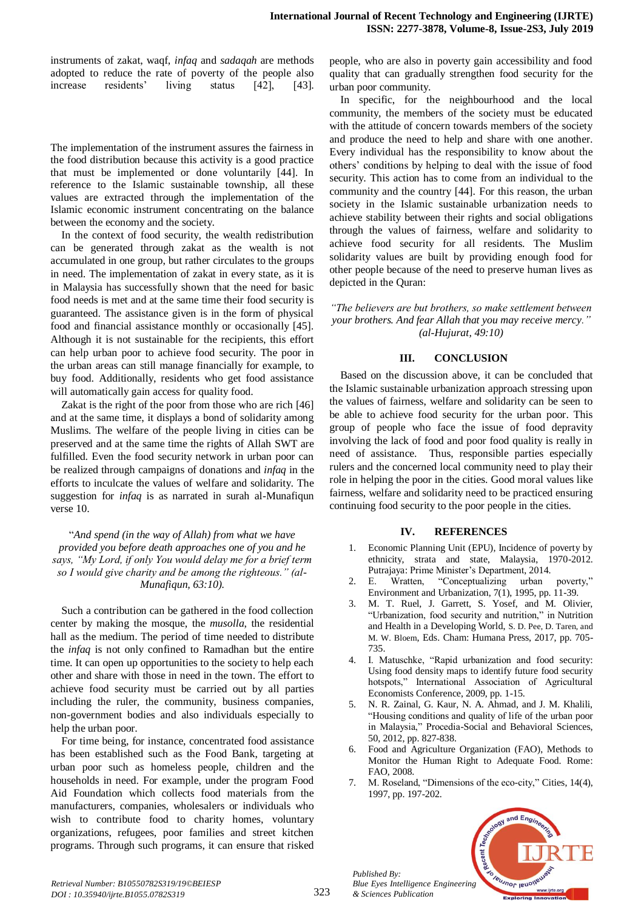instruments of zakat, waqf, *infaq* and *sadaqah* are methods adopted to reduce the rate of poverty of the people also increase residents' living status [42], [43].

The implementation of the instrument assures the fairness in the food distribution because this activity is a good practice that must be implemented or done voluntarily [44]. In reference to the Islamic sustainable township, all these values are extracted through the implementation of the Islamic economic instrument concentrating on the balance between the economy and the society.

In the context of food security, the wealth redistribution can be generated through zakat as the wealth is not accumulated in one group, but rather circulates to the groups in need. The implementation of zakat in every state, as it is in Malaysia has successfully shown that the need for basic food needs is met and at the same time their food security is guaranteed. The assistance given is in the form of physical food and financial assistance monthly or occasionally [45]. Although it is not sustainable for the recipients, this effort can help urban poor to achieve food security. The poor in the urban areas can still manage financially for example, to buy food. Additionally, residents who get food assistance will automatically gain access for quality food.

Zakat is the right of the poor from those who are rich [46] and at the same time, it displays a bond of solidarity among Muslims. The welfare of the people living in cities can be preserved and at the same time the rights of Allah SWT are fulfilled. Even the food security network in urban poor can be realized through campaigns of donations and *infaq* in the efforts to inculcate the values of welfare and solidarity. The suggestion for *infaq* is as narrated in surah al-Munafiqun verse 10.

"*And spend (in the way of Allah) from what we have provided you before death approaches one of you and he says, "My Lord, if only You would delay me for a brief term so I would give charity and be among the righteous." (al-Munafiqun, 63:10).*

Such a contribution can be gathered in the food collection center by making the mosque, the *musolla*, the residential hall as the medium. The period of time needed to distribute the *infaq* is not only confined to Ramadhan but the entire time. It can open up opportunities to the society to help each other and share with those in need in the town. The effort to achieve food security must be carried out by all parties including the ruler, the community, business companies, non-government bodies and also individuals especially to help the urban poor.

For time being, for instance, concentrated food assistance has been established such as the Food Bank, targeting at urban poor such as homeless people, children and the households in need. For example, under the program Food Aid Foundation which collects food materials from the manufacturers, companies, wholesalers or individuals who wish to contribute food to charity homes, voluntary organizations, refugees, poor families and street kitchen programs. Through such programs, it can ensure that risked people, who are also in poverty gain accessibility and food quality that can gradually strengthen food security for the urban poor community.

In specific, for the neighbourhood and the local community, the members of the society must be educated with the attitude of concern towards members of the society and produce the need to help and share with one another. Every individual has the responsibility to know about the others' conditions by helping to deal with the issue of food security. This action has to come from an individual to the community and the country [44]. For this reason, the urban society in the Islamic sustainable urbanization needs to achieve stability between their rights and social obligations through the values of fairness, welfare and solidarity to achieve food security for all residents. The Muslim solidarity values are built by providing enough food for other people because of the need to preserve human lives as depicted in the Quran:

*"The believers are but brothers, so make settlement between your brothers. And fear Allah that you may receive mercy." (al-Hujurat, 49:10)*

## III. CONCLUSION

Based on the discussion above, it can be concluded that the Islamic sustainable urbanization approach stressing upon the values of fairness, welfare and solidarity can be seen to be able to achieve food security for the urban poor. This group of people who face the issue of food depravity involving the lack of food and poor food quality is really in need of assistance. Thus, responsible parties especially rulers and the concerned local community need to play their role in helping the poor in the cities. Good moral values like fairness, welfare and solidarity need to be practiced ensuring continuing food security to the poor people in the cities.

## IV. REFERENCES

1. Economic Planning Unit (EPU), Incidence of poverty by ethnicity, strata and state, Malaysia, 1970-2012. Putrajaya: Prime Minister's Department, 2014.
2. E. Wratten, "Conceptualizing urban poverty," Environment and Urbanization, 7(1), 1995, pp. 11-39.
3. M. T. Ruel, J. Garrett, S. Yosef, and M. Olivier, "Urbanization, food security and nutrition," in Nutrition and Health in a Developing World, S. D. Pee, D. Taren, and M. W. Bloem, Eds. Cham: Humana Press, 2017, pp. 705-735.
4. I. Matuschke, "Rapid urbanization and food security: Using food density maps to identify future food security hotspots," International Association of Agricultural Economists Conference, 2009, pp. 1-15.
5. N. R. Zainal, G. Kaur, N. A. Ahmad, and J. M. Khalili, "Housing conditions and quality of life of the urban poor in Malaysia," Procedia-Social and Behavioral Sciences, 50, 2012, pp. 827-838.
6. Food and Agriculture Organization (FAO), Methods to Monitor the Human Right to Adequate Food. Rome: FAO, 2008.
7. M. Roseland, "Dimensions of the eco-city," Cities, 14(4), 1997, pp. 197-202.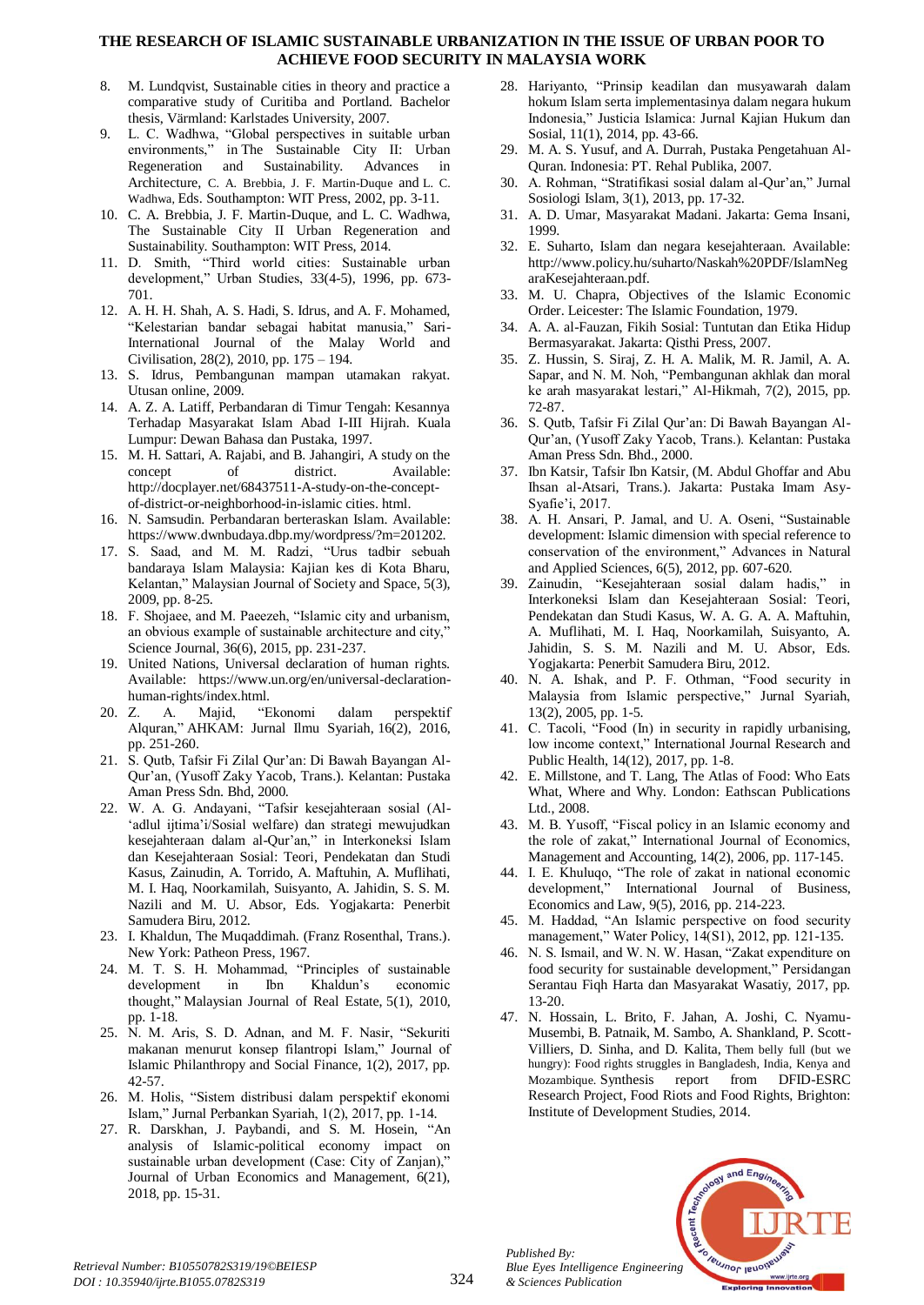8. M. Lundqvist, Sustainable cities in theory and practice a comparative study of Curitiba and Portland. Bachelor thesis, Värmland: Karlstades University, 2007.
9. L. C. Wadhwa, "Global perspectives in suitable urban environments," in The Sustainable City II: Urban Regeneration and Sustainability. Advances in Architecture, C. A. Brebbia, J. F. Martin-Duque and L. C. Wadhwa, Eds. Southampton: WIT Press, 2002, pp. 3-11.
10. C. A. Brebbia, J. F. Martin-Duque, and L. C. Wadhwa, The Sustainable City II Urban Regeneration and Sustainability. Southampton: WIT Press, 2014.
11. D. Smith, "Third world cities: Sustainable urban development," Urban Studies, 33(4-5), 1996, pp. 673-701.
12. A. H. H. Shah, A. S. Hadi, S. Idrus, and A. F. Mohamed, "Kelestarian bandar sebagai habitat manusia," Sari-International Journal of the Malay World and Civilisation, 28(2), 2010, pp. 175 – 194.
13. S. Idrus, Pembangunan mampan utamakan rakyat. Utusan online, 2009.
14. A. Z. A. Latiff, Perbandaran di Timur Tengah: Kesannya Terhadap Masyarakat Islam Abad I-III Hijrah. Kuala Lumpur: Dewan Bahasa dan Pustaka, 1997.
15. M. H. Sattari, A. Rajabi, and B. Jahangiri, A study on the concept of district. Available: http://docplayer.net/68437511-A-study-on-the-concept-of-district-or-neighborhood-in-islamic cities. html.
16. N. Samsudin. Perbandaran berteraskan Islam. Available: https://www.dwnbudaya.dbp.my/wordpress/?m=201202.
17. S. Saad, and M. M. Radzi, "Urus tadbir sebuah bandaraya Islam Malaysia: Kajian kes di Kota Bharu, Kelantan," Malaysian Journal of Society and Space, 5(3), 2009, pp. 8-25.
18. F. Shojaee, and M. Paeezeh, "Islamic city and urbanism, an obvious example of sustainable architecture and city," Science Journal, 36(6), 2015, pp. 231-237.
19. United Nations, Universal declaration of human rights. Available: https://www.un.org/en/universal-declaration-human-rights/index.html.
20. Z. A. Majid, "Ekonomi dalam perspektif Alquran," AHKAM: Jurnal Ilmu Syariah, 16(2), 2016, pp. 251-260.
21. S. Qutb, Tafsir Fi Zilal Qur'an: Di Bawah Bayangan Al-Qur'an, (Yusoff Zaky Yacob, Trans.). Kelantan: Pustaka Aman Press Sdn. Bhd, 2000.
22. W. A. G. Andayani, "Tafsir kesejahteraan sosial (Al-'adlul ijtima'i/Sosial welfare) dan strategi mewujudkan kesejahteraan dalam al-Qur'an," in Interkoneksi Islam dan Kesejahteraan Sosial: Teori, Pendekatan dan Studi Kasus, Zainudin, A. Torrido, A. Maftuhin, A. Muflihati, M. I. Haq, Noorkamilah, Suisyanto, A. Jahidin, S. S. M. Nazili and M. U. Absor, Eds. Yogjakarta: Penerbit Samudera Biru, 2012.
23. I. Khaldun, The Muqaddimah. (Franz Rosenthal, Trans.). New York: Patheon Press, 1967.
24. M. T. S. H. Mohammad, "Principles of sustainable development in Ibn Khaldun's economic thought," Malaysian Journal of Real Estate, 5(1), 2010, pp. 1-18.
25. N. M. Aris, S. D. Adnan, and M. F. Nasir, "Sekuriti makanan menurut konsep filantropi Islam," Journal of Islamic Philanthropy and Social Finance, 1(2), 2017, pp. 42-57.
26. M. Holis, "Sistem distribusi dalam perspektif ekonomi Islam," Jurnal Perbankan Syariah, 1(2), 2017, pp. 1-14.
27. R. Darskhan, J. Paybandi, and S. M. Hosein, "An analysis of Islamic-political economy impact on sustainable urban development (Case: City of Zanjan)," Journal of Urban Economics and Management, 6(21), 2018, pp. 15-31.
28. Hariyanto, "Prinsip keadilan dan musyawarah dalam hokum Islam serta implementasinya dalam negara hukum Indonesia," Justicia Islamica: Jurnal Kajian Hukum dan Sosial, 11(1), 2014, pp. 43-66.
29. M. A. S. Yusuf, and A. Durrah, Pustaka Pengetahuan Al-Quran. Indonesia: PT. Rehal Publika, 2007.
30. A. Rohman, "Stratifikasi sosial dalam al-Qur'an," Jurnal Sosiologi Islam, 3(1), 2013, pp. 17-32.
31. A. D. Umar, Masyarakat Madani. Jakarta: Gema Insani, 1999.
32. E. Suharto, Islam dan negara kesejahteraan. Available: http://www.policy.hu/suharto/Naskah%20PDF/IslamNegaraKesejahteraan.pdf.
33. M. U. Chapra, Objectives of the Islamic Economic Order. Leicester: The Islamic Foundation, 1979.
34. A. A. al-Fauzan, Fikih Sosial: Tuntutan dan Etika Hidup Bermasyarakat. Jakarta: Qisthi Press, 2007.
35. Z. Hussin, S. Siraj, Z. H. A. Malik, M. R. Jamil, A. A. Sapar, and N. M. Noh, "Pembangunan akhlak dan moral ke arah masyarakat lestari," Al-Hikmah, 7(2), 2015, pp. 72-87.
36. S. Qutb, Tafsir Fi Zilal Qur'an: Di Bawah Bayangan Al-Qur'an, (Yusoff Zaky Yacob, Trans.). Kelantan: Pustaka Aman Press Sdn. Bhd., 2000.
37. Ibn Katsir, Tafsir Ibn Katsir, (M. Abdul Ghoffar and Abu Ihsan al-Atsari, Trans.). Jakarta: Pustaka Imam Asy-Syafie'i, 2017.
38. A. H. Ansari, P. Jamal, and U. A. Oseni, "Sustainable development: Islamic dimension with special reference to conservation of the environment," Advances in Natural and Applied Sciences, 6(5), 2012, pp. 607-620.
39. Zainudin, "Kesejahteraan sosial dalam hadis," in Interkoneksi Islam dan Kesejahteraan Sosial: Teori, Pendekatan dan Studi Kasus, W. A. G. A. A. Maftuhin, A. Muflihati, M. I. Haq, Noorkamilah, Suisyanto, A. Jahidin, S. S. M. Nazili and M. U. Absor, Eds. Yogjakarta: Penerbit Samudera Biru, 2012.
40. N. A. Ishak, and P. F. Othman, "Food security in Malaysia from Islamic perspective," Jurnal Syariah, 13(2), 2005, pp. 1-5.
41. C. Tacoli, "Food (In) in security in rapidly urbanising, low income context," International Journal Research and Public Health, 14(12), 2017, pp. 1-8.
42. E. Millstone, and T. Lang, The Atlas of Food: Who Eats What, Where and Why. London: Eathscan Publications Ltd., 2008.
43. M. B. Yusoff, "Fiscal policy in an Islamic economy and the role of zakat," International Journal of Economics, Management and Accounting, 14(2), 2006, pp. 117-145.
44. I. E. Khuluqo, "The role of zakat in national economic development," International Journal of Business, Economics and Law, 9(5), 2016, pp. 214-223.
45. M. Haddad, "An Islamic perspective on food security management," Water Policy, 14(S1), 2012, pp. 121-135.
46. N. S. Ismail, and W. N. W. Hasan, "Zakat expenditure on food security for sustainable development," Persidangan Serantau Fiqh Harta dan Masyarakat Wasatiy, 2017, pp. 13-20.
47. N. Hossain, L. Brito, F. Jahan, A. Joshi, C. Nyamu-Musembi, B. Patnaik, M. Sambo, A. Shankland, P. Scott-Villiers, D. Sinha, and D. Kalita, Them belly full (but we hungry): Food rights struggles in Bangladesh, India, Kenya and Mozambique. Synthesis report from DFID-ESRC Research Project, Food Riots and Food Rights, Brighton: Institute of Development Studies, 2014.